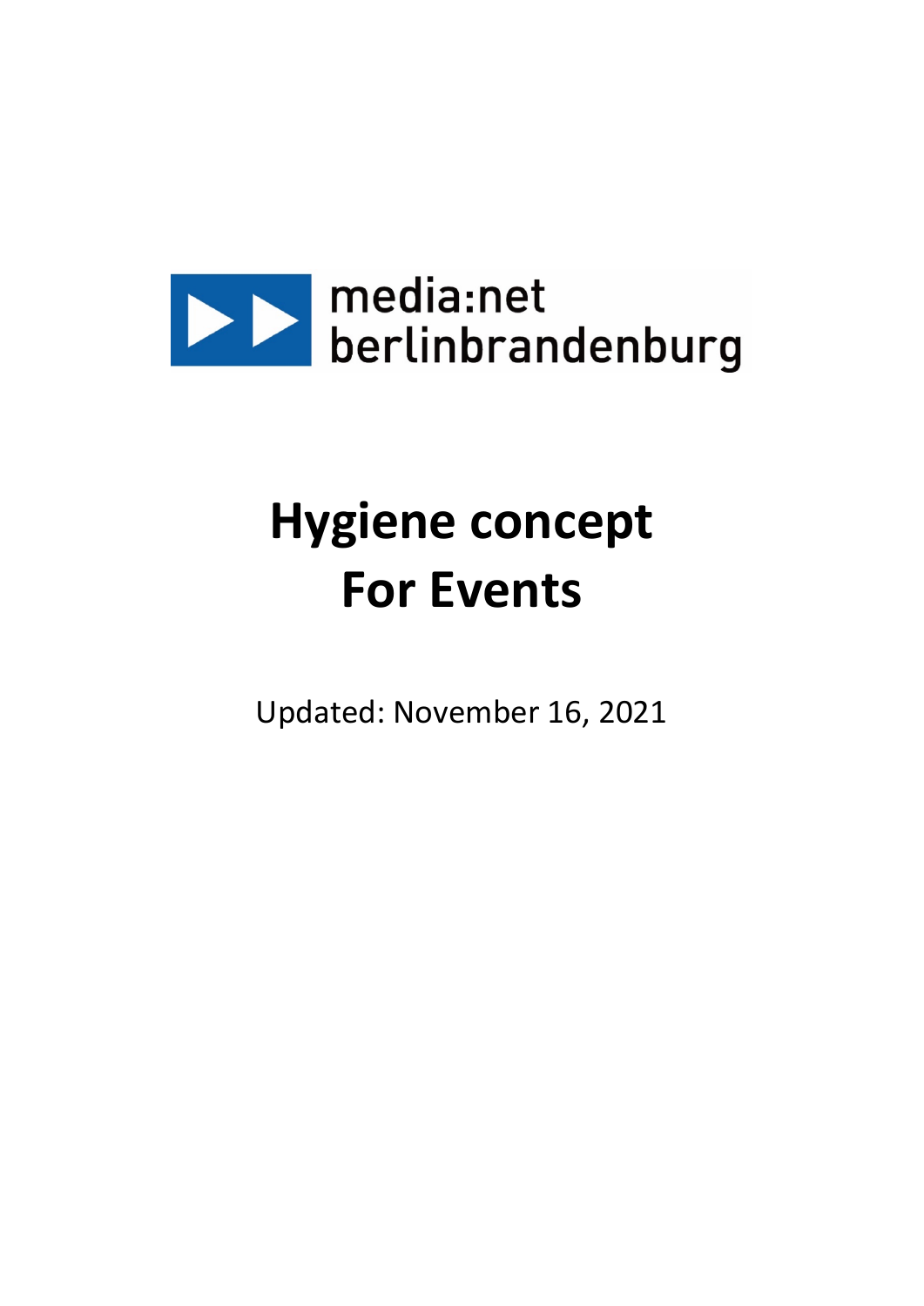media:net berlinbrandenburg

# Hygiene concept For Events

Updated: November 16, 2021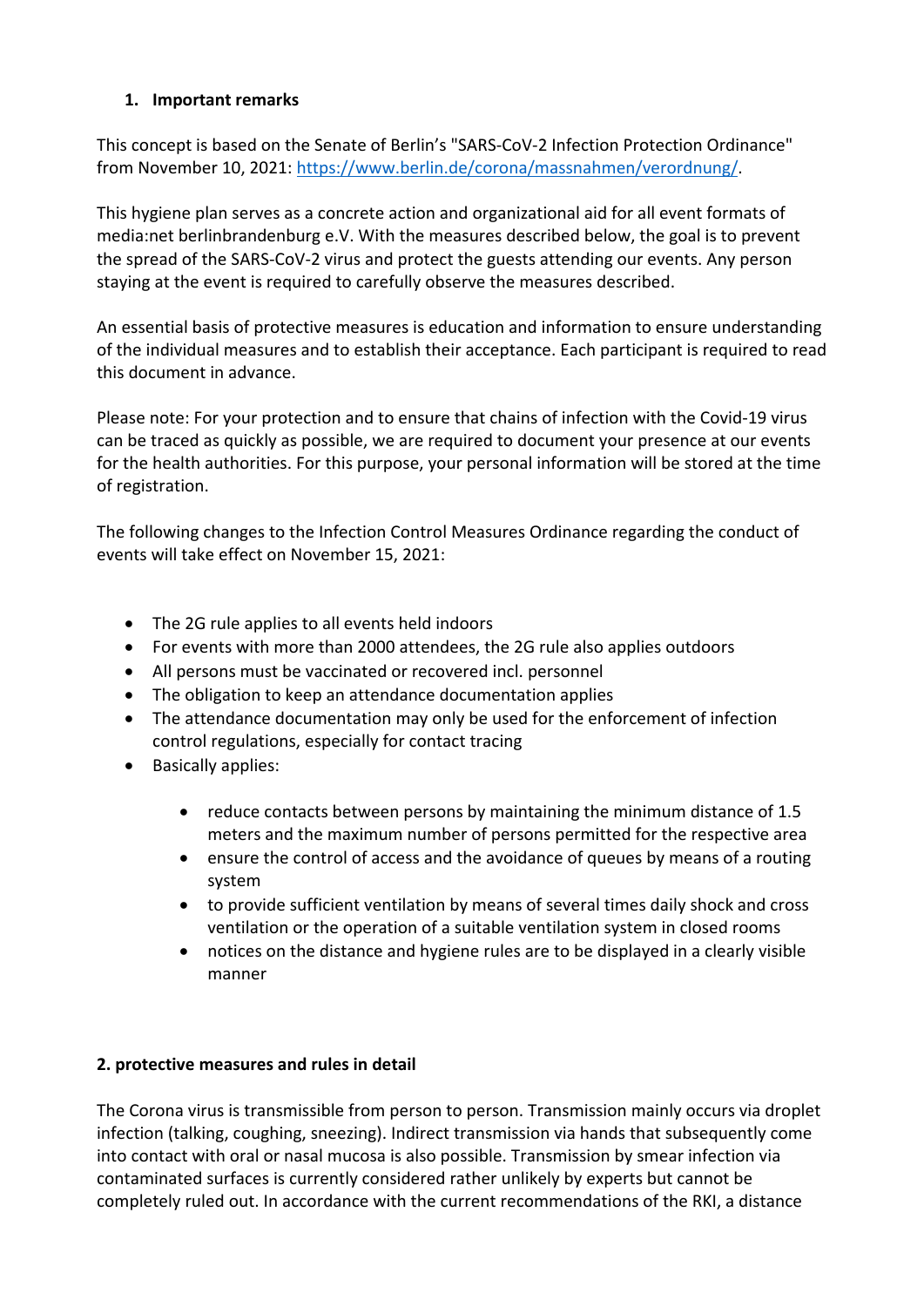## 1. Important remarks

This concept is based on the Senate of Berlin's "SARS-CoV-2 Infection Protection Ordinance" from November 10, 2021: https://www.berlin.de/corona/massnahmen/verordnung/.

This hygiene plan serves as a concrete action and organizational aid for all event formats of media:net berlinbrandenburg e.V. With the measures described below, the goal is to prevent the spread of the SARS-CoV-2 virus and protect the guests attending our events. Any person staying at the event is required to carefully observe the measures described.

An essential basis of protective measures is education and information to ensure understanding of the individual measures and to establish their acceptance. Each participant is required to read this document in advance.

Please note: For your protection and to ensure that chains of infection with the Covid-19 virus can be traced as quickly as possible, we are required to document your presence at our events for the health authorities. For this purpose, your personal information will be stored at the time of registration.

The following changes to the Infection Control Measures Ordinance regarding the conduct of events will take effect on November 15, 2021:

- The 2G rule applies to all events held indoors
- For events with more than 2000 attendees, the 2G rule also applies outdoors
- All persons must be vaccinated or recovered incl. personnel
- The obligation to keep an attendance documentation applies
- The attendance documentation may only be used for the enforcement of infection control regulations, especially for contact tracing
- Basically applies:
    - reduce contacts between persons by maintaining the minimum distance of 1.5 meters and the maximum number of persons permitted for the respective area
    - ensure the control of access and the avoidance of queues by means of a routing system
    - to provide sufficient ventilation by means of several times daily shock and cross ventilation or the operation of a suitable ventilation system in closed rooms
    - notices on the distance and hygiene rules are to be displayed in a clearly visible manner

## 2. protective measures and rules in detail

The Corona virus is transmissible from person to person. Transmission mainly occurs via droplet infection (talking, coughing, sneezing). Indirect transmission via hands that subsequently come into contact with oral or nasal mucosa is also possible. Transmission by smear infection via contaminated surfaces is currently considered rather unlikely by experts but cannot be completely ruled out. In accordance with the current recommendations of the RKI, a distance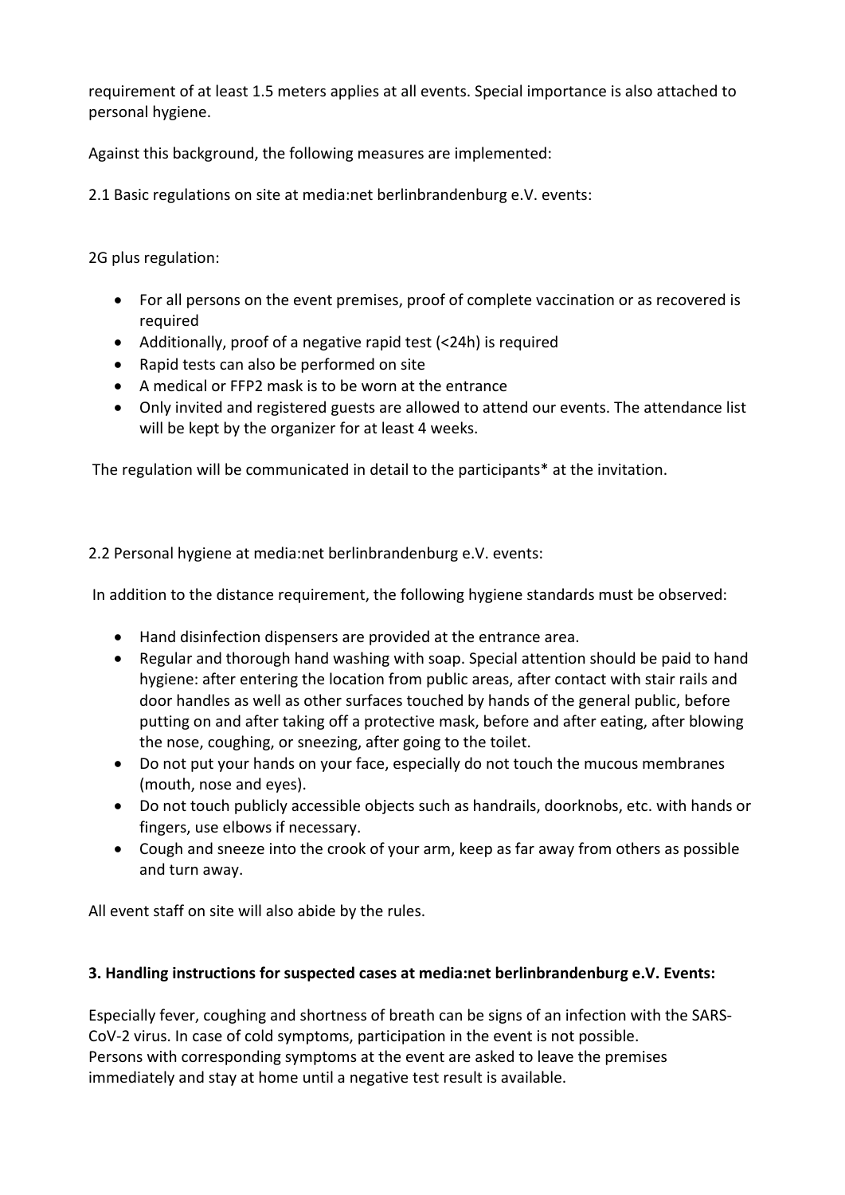requirement of at least 1.5 meters applies at all events. Special importance is also attached to personal hygiene.

Against this background, the following measures are implemented:

2.1 Basic regulations on site at media:net berlinbrandenburg e.V. events:

2G plus regulation:

- For all persons on the event premises, proof of complete vaccination or as recovered is required
- Additionally, proof of a negative rapid test (<24h) is required
- Rapid tests can also be performed on site
- A medical or FFP2 mask is to be worn at the entrance
- Only invited and registered guests are allowed to attend our events. The attendance list will be kept by the organizer for at least 4 weeks.

The regulation will be communicated in detail to the participants* at the invitation.

2.2 Personal hygiene at media:net berlinbrandenburg e.V. events:

In addition to the distance requirement, the following hygiene standards must be observed:

- Hand disinfection dispensers are provided at the entrance area.
- Regular and thorough hand washing with soap. Special attention should be paid to hand hygiene: after entering the location from public areas, after contact with stair rails and door handles as well as other surfaces touched by hands of the general public, before putting on and after taking off a protective mask, before and after eating, after blowing the nose, coughing, or sneezing, after going to the toilet.
- Do not put your hands on your face, especially do not touch the mucous membranes (mouth, nose and eyes).
- Do not touch publicly accessible objects such as handrails, doorknobs, etc. with hands or fingers, use elbows if necessary.
- Cough and sneeze into the crook of your arm, keep as far away from others as possible and turn away.

All event staff on site will also abide by the rules.

**3. Handling instructions for suspected cases at media:net berlinbrandenburg e.V. Events:**

Especially fever, coughing and shortness of breath can be signs of an infection with the SARS-CoV-2 virus. In case of cold symptoms, participation in the event is not possible.
Persons with corresponding symptoms at the event are asked to leave the premises immediately and stay at home until a negative test result is available.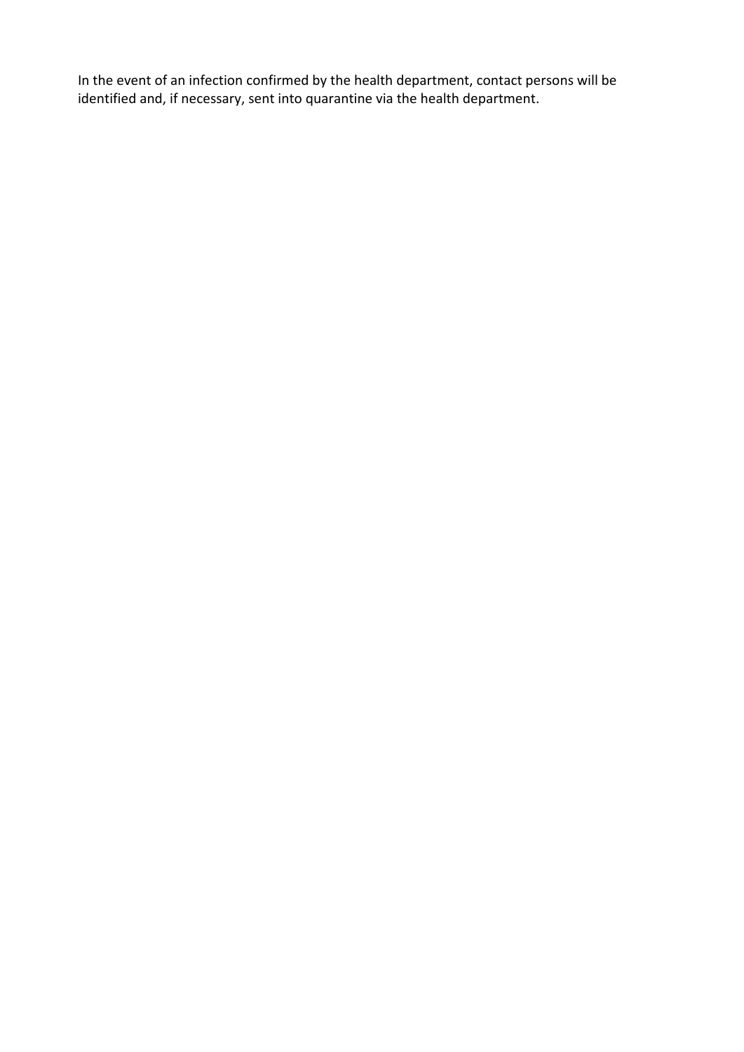In the event of an infection confirmed by the health department, contact persons will be identified and, if necessary, sent into quarantine via the health department.